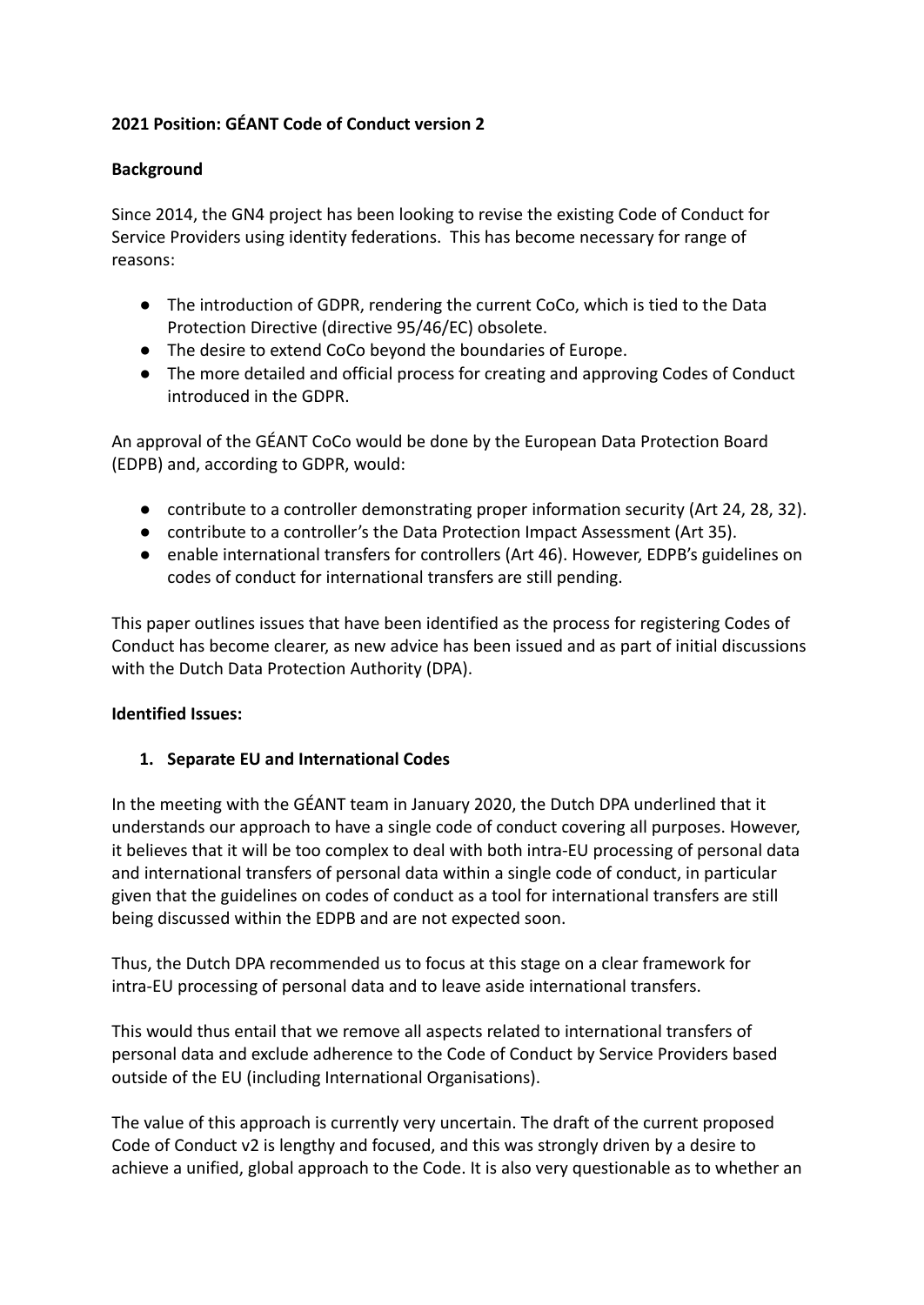**2021 Position: GÉANT Code of Conduct version 2**

**Background**

Since 2014, the GN4 project has been looking to revise the existing Code of Conduct for Service Providers using identity federations. This has become necessary for range of reasons:

- The introduction of GDPR, rendering the current CoCo, which is tied to the Data Protection Directive (directive 95/46/EC) obsolete.
- The desire to extend CoCo beyond the boundaries of Europe.
- The more detailed and official process for creating and approving Codes of Conduct introduced in the GDPR.

An approval of the GÉANT CoCo would be done by the European Data Protection Board (EDPB) and, according to GDPR, would:

- contribute to a controller demonstrating proper information security (Art 24, 28, 32).
- contribute to a controller's the Data Protection Impact Assessment (Art 35).
- enable international transfers for controllers (Art 46). However, EDPB's guidelines on codes of conduct for international transfers are still pending.

This paper outlines issues that have been identified as the process for registering Codes of Conduct has become clearer, as new advice has been issued and as part of initial discussions with the Dutch Data Protection Authority (DPA).

**Identified Issues:**

1. **Separate EU and International Codes**

In the meeting with the GÉANT team in January 2020, the Dutch DPA underlined that it understands our approach to have a single code of conduct covering all purposes. However, it believes that it will be too complex to deal with both intra-EU processing of personal data and international transfers of personal data within a single code of conduct, in particular given that the guidelines on codes of conduct as a tool for international transfers are still being discussed within the EDPB and are not expected soon.

Thus, the Dutch DPA recommended us to focus at this stage on a clear framework for intra-EU processing of personal data and to leave aside international transfers.

This would thus entail that we remove all aspects related to international transfers of personal data and exclude adherence to the Code of Conduct by Service Providers based outside of the EU (including International Organisations).

The value of this approach is currently very uncertain. The draft of the current proposed Code of Conduct v2 is lengthy and focused, and this was strongly driven by a desire to achieve a unified, global approach to the Code. It is also very questionable as to whether an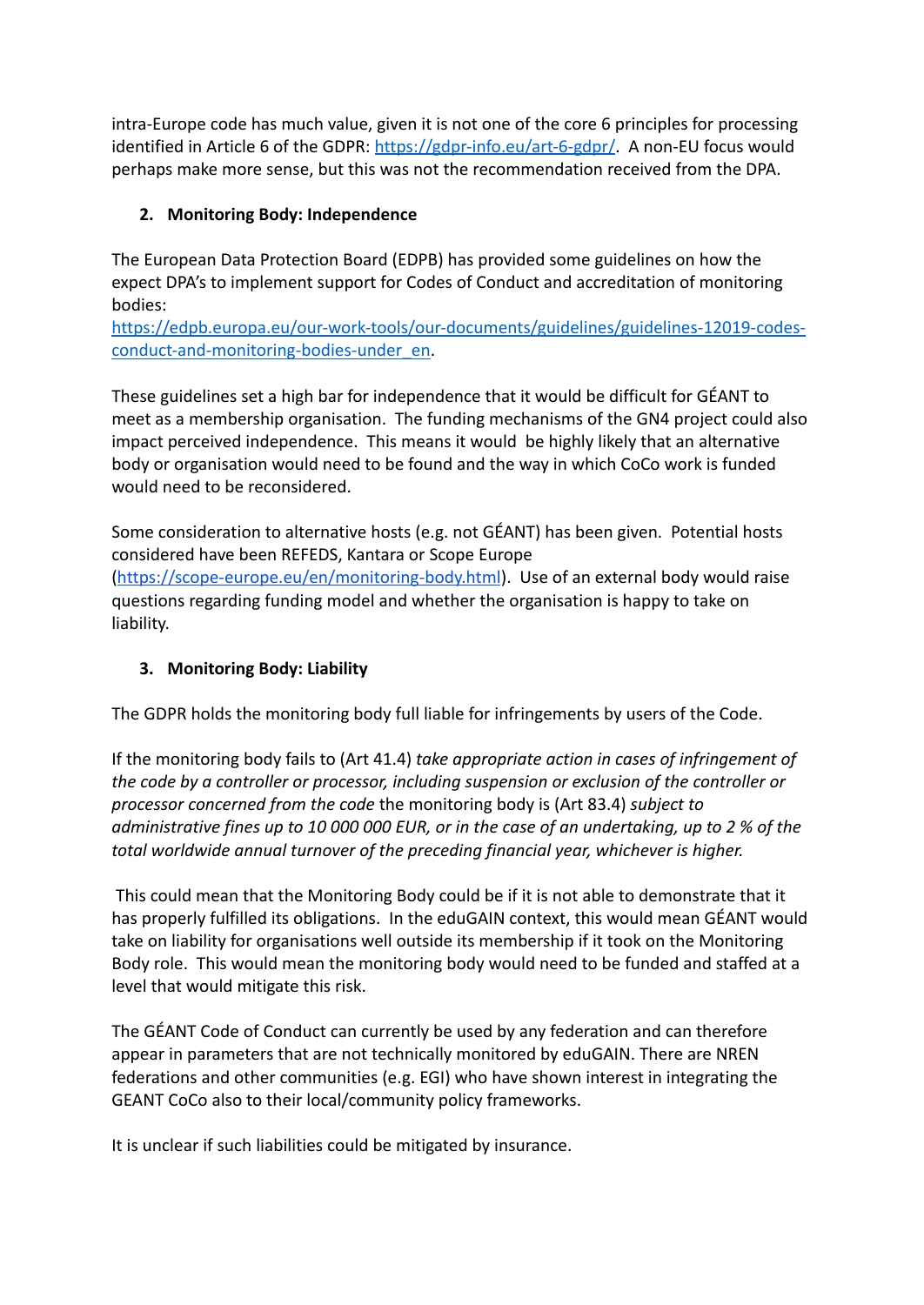intra-Europe code has much value, given it is not one of the core 6 principles for processing identified in Article 6 of the GDPR: [https://gdpr-info.eu/art-6-gdpr/](https://gdpr-info.eu/art-6-gdpr/). A non-EU focus would perhaps make more sense, but this was not the recommendation received from the DPA.

2. **Monitoring Body: Independence**

The European Data Protection Board (EDPB) has provided some guidelines on how the expect DPA's to implement support for Codes of Conduct and accreditation of monitoring bodies: [https://edpb.europa.eu/our-work-tools/our-documents/guidelines/guidelines-12019-codes-conduct-and-monitoring-bodies-under_en](https://edpb.europa.eu/our-work-tools/our-documents/guidelines/guidelines-12019-codes-conduct-and-monitoring-bodies-under_en).

These guidelines set a high bar for independence that it would be difficult for GÉANT to meet as a membership organisation. The funding mechanisms of the GN4 project could also impact perceived independence. This means it would be highly likely that an alternative body or organisation would need to be found and the way in which CoCo work is funded would need to be reconsidered.

Some consideration to alternative hosts (e.g. not GÉANT) has been given. Potential hosts considered have been REFEDS, Kantara or Scope Europe ([https://scope-europe.eu/en/monitoring-body.html](https://scope-europe.eu/en/monitoring-body.html)). Use of an external body would raise questions regarding funding model and whether the organisation is happy to take on liability.

3. **Monitoring Body: Liability**

The GDPR holds the monitoring body full liable for infringements by users of the Code.

If the monitoring body fails to (Art 41.4) *take appropriate action in cases of infringement of the code by a controller or processor, including suspension or exclusion of the controller or processor concerned from the code* the monitoring body is (Art 83.4) *subject to administrative fines up to 10 000 000 EUR, or in the case of an undertaking, up to 2 % of the total worldwide annual turnover of the preceding financial year, whichever is higher.*

This could mean that the Monitoring Body could be if it is not able to demonstrate that it has properly fulfilled its obligations. In the eduGAIN context, this would mean GÉANT would take on liability for organisations well outside its membership if it took on the Monitoring Body role. This would mean the monitoring body would need to be funded and staffed at a level that would mitigate this risk.

The GÉANT Code of Conduct can currently be used by any federation and can therefore appear in parameters that are not technically monitored by eduGAIN. There are NREN federations and other communities (e.g. EGI) who have shown interest in integrating the GEANT CoCo also to their local/community policy frameworks.

It is unclear if such liabilities could be mitigated by insurance.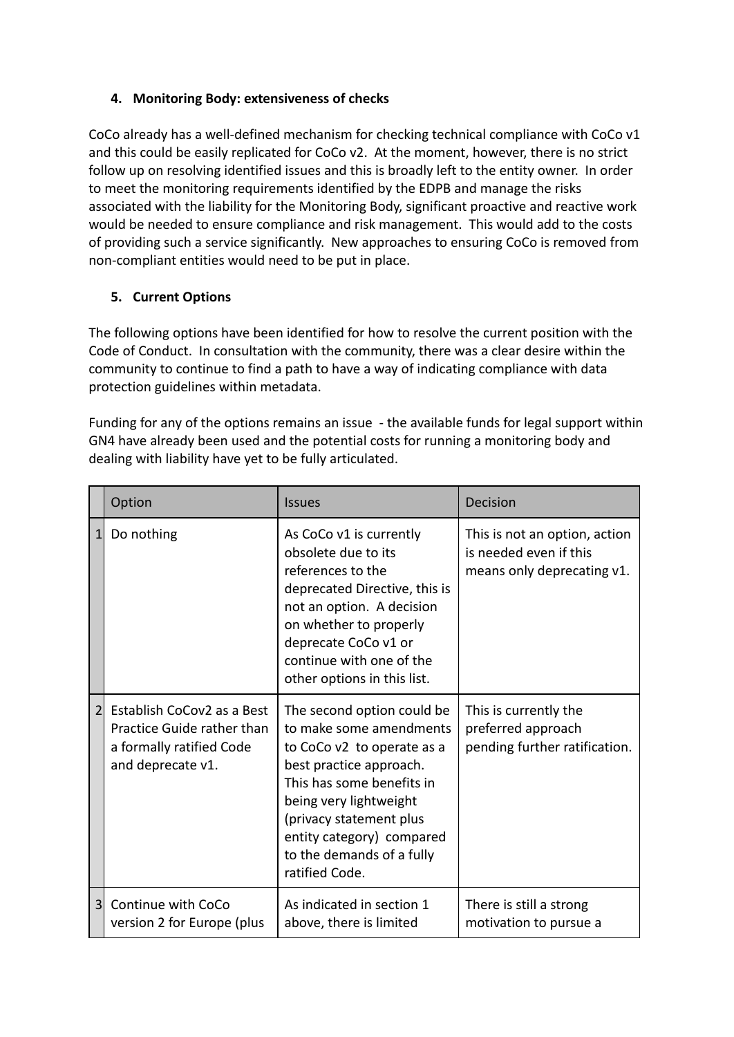### 4. Monitoring Body: extensiveness of checks

CoCo already has a well-defined mechanism for checking technical compliance with CoCo v1 and this could be easily replicated for CoCo v2. At the moment, however, there is no strict follow up on resolving identified issues and this is broadly left to the entity owner. In order to meet the monitoring requirements identified by the EDPB and manage the risks associated with the liability for the Monitoring Body, significant proactive and reactive work would be needed to ensure compliance and risk management. This would add to the costs of providing such a service significantly. New approaches to ensuring CoCo is removed from non-compliant entities would need to be put in place.

### 5. Current Options

The following options have been identified for how to resolve the current position with the Code of Conduct. In consultation with the community, there was a clear desire within the community to continue to find a path to have a way of indicating compliance with data protection guidelines within metadata.

Funding for any of the options remains an issue - the available funds for legal support within GN4 have already been used and the potential costs for running a monitoring body and dealing with liability have yet to be fully articulated.

| | Option | Issues | Decision |
|---|---|---|---|
| 1 | Do nothing | As CoCo v1 is currently obsolete due to its references to the deprecated Directive, this is not an option. A decision on whether to properly deprecate CoCo v1 or continue with one of the other options in this list. | This is not an option, action is needed even if this means only deprecating v1. |
| 2 | Establish CoCov2 as a Best Practice Guide rather than a formally ratified Code and deprecate v1. | The second option could be to make some amendments to CoCo v2 to operate as a best practice approach. This has some benefits in being very lightweight (privacy statement plus entity category) compared to the demands of a fully ratified Code. | This is currently the preferred approach pending further ratification. |
| 3 | Continue with CoCo version 2 for Europe (plus | As indicated in section 1 above, there is limited | There is still a strong motivation to pursue a |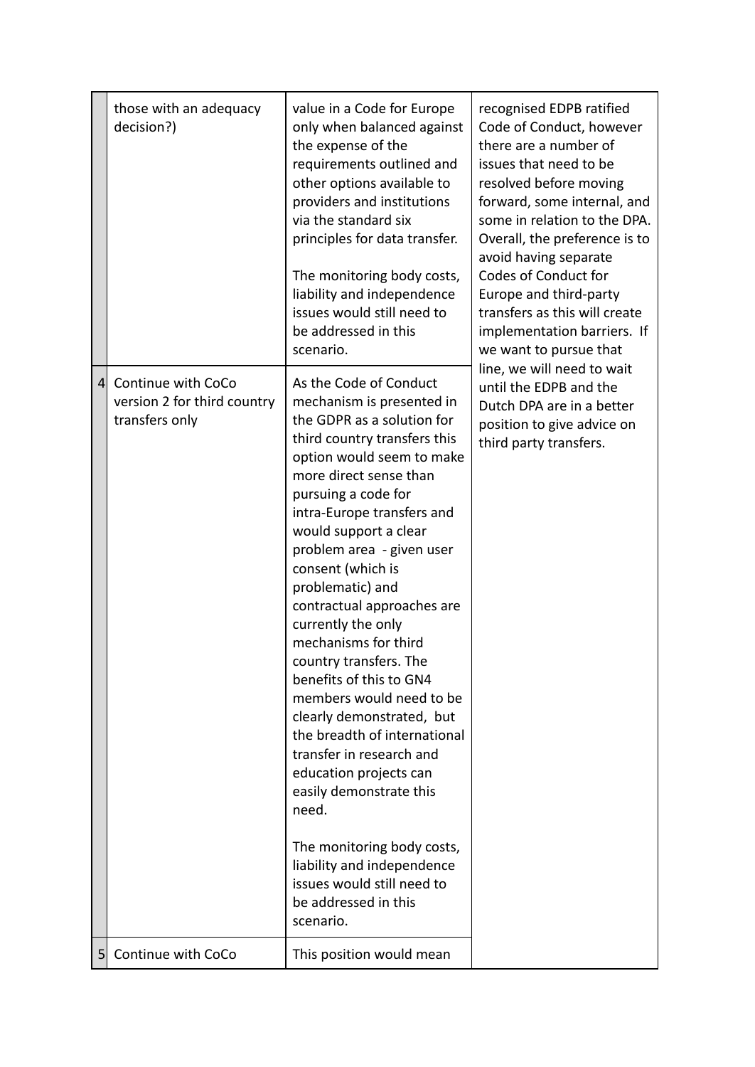| | | | |
|---|---|---|---|
| | those with an adequacy decision?) | value in a Code for Europe only when balanced against the expense of the requirements outlined and other options available to providers and institutions via the standard six principles for data transfer.<br><br>The monitoring body costs, liability and independence issues would still need to be addressed in this scenario. | recognised EDPB ratified Code of Conduct, however there are a number of issues that need to be resolved before moving forward, some internal, and some in relation to the DPA. Overall, the preference is to avoid having separate Codes of Conduct for Europe and third-party transfers as this will create implementation barriers. If we want to pursue that line, we will need to wait until the EDPB and the Dutch DPA are in a better position to give advice on third party transfers. |
| 4 | Continue with CoCo version 2 for third country transfers only | As the Code of Conduct mechanism is presented in the GDPR as a solution for third country transfers this option would seem to make more direct sense than pursuing a code for intra-Europe transfers and would support a clear problem area - given user consent (which is problematic) and contractual approaches are currently the only mechanisms for third country transfers. The benefits of this to GN4 members would need to be clearly demonstrated, but the breadth of international transfer in research and education projects can easily demonstrate this need.<br><br>The monitoring body costs, liability and independence issues would still need to be addressed in this scenario. | |
| 5 | Continue with CoCo | This position would mean | |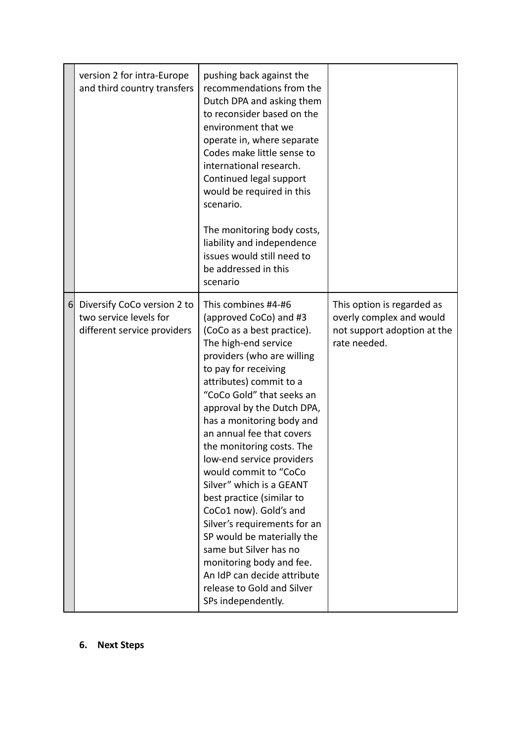|  |  |  |  |
|---|---|---|---|
|  | version 2 for intra-Europe and third country transfers | pushing back against the recommendations from the Dutch DPA and asking them to reconsider based on the environment that we operate in, where separate Codes make little sense to international research. Continued legal support would be required in this scenario.<br><br>The monitoring body costs, liability and independence issues would still need to be addressed in this scenario |  |
| 6 | Diversify CoCo version 2 to two service levels for different service providers | This combines #4-#6 (approved CoCo) and #3 (CoCo as a best practice). The high-end service providers (who are willing to pay for receiving attributes) commit to a "CoCo Gold" that seeks an approval by the Dutch DPA, has a monitoring body and an annual fee that covers the monitoring costs. The low-end service providers would commit to "CoCo Silver" which is a GEANT best practice (similar to CoCo1 now). Gold's and Silver's requirements for an SP would be materially the same but Silver has no monitoring body and fee. An IdP can decide attribute release to Gold and Silver SPs independently. | This option is regarded as overly complex and would not support adoption at the rate needed. |

## 6. Next Steps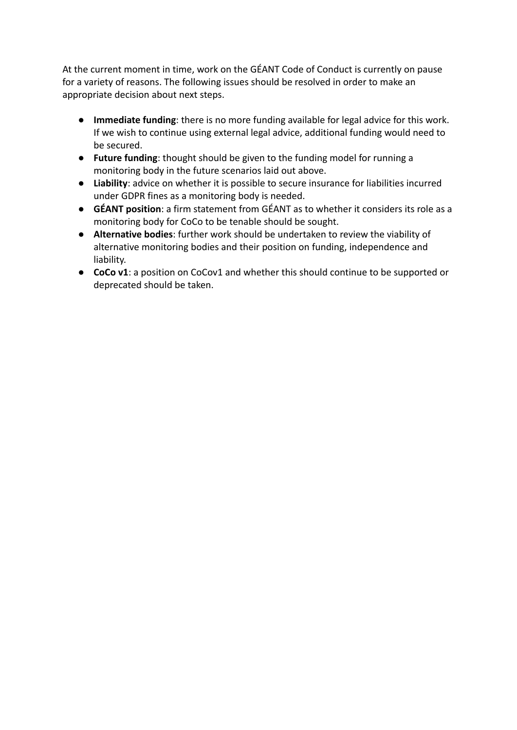At the current moment in time, work on the GÉANT Code of Conduct is currently on pause for a variety of reasons. The following issues should be resolved in order to make an appropriate decision about next steps.

- **Immediate funding**: there is no more funding available for legal advice for this work. If we wish to continue using external legal advice, additional funding would need to be secured.
- **Future funding**: thought should be given to the funding model for running a monitoring body in the future scenarios laid out above.
- **Liability**: advice on whether it is possible to secure insurance for liabilities incurred under GDPR fines as a monitoring body is needed.
- **GÉANT position**: a firm statement from GÉANT as to whether it considers its role as a monitoring body for CoCo to be tenable should be sought.
- **Alternative bodies**: further work should be undertaken to review the viability of alternative monitoring bodies and their position on funding, independence and liability.
- **CoCo v1**: a position on CoCov1 and whether this should continue to be supported or deprecated should be taken.